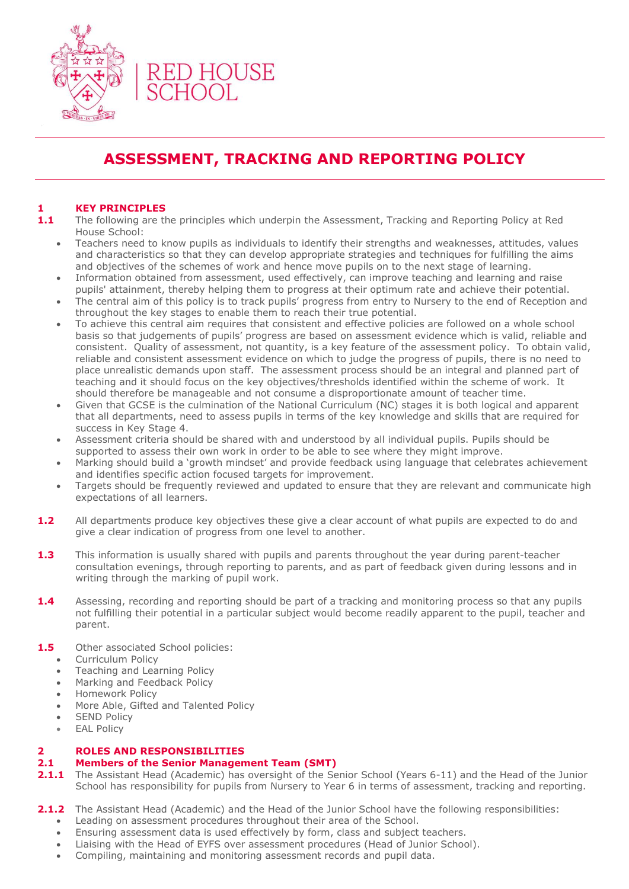RED HOUSE SCHOOL

# ASSESSMENT, TRACKING AND REPORTING POLICY

## 1 KEY PRINCIPLES

**1.1** The following are the principles which underpin the Assessment, Tracking and Reporting Policy at Red House School:

- Teachers need to know pupils as individuals to identify their strengths and weaknesses, attitudes, values and characteristics so that they can develop appropriate strategies and techniques for fulfilling the aims and objectives of the schemes of work and hence move pupils on to the next stage of learning.
- Information obtained from assessment, used effectively, can improve teaching and learning and raise pupils' attainment, thereby helping them to progress at their optimum rate and achieve their potential.
- The central aim of this policy is to track pupils' progress from entry to Nursery to the end of Reception and throughout the key stages to enable them to reach their true potential.
- To achieve this central aim requires that consistent and effective policies are followed on a whole school basis so that judgements of pupils' progress are based on assessment evidence which is valid, reliable and consistent. Quality of assessment, not quantity, is a key feature of the assessment policy. To obtain valid, reliable and consistent assessment evidence on which to judge the progress of pupils, there is no need to place unrealistic demands upon staff. The assessment process should be an integral and planned part of teaching and it should focus on the key objectives/thresholds identified within the scheme of work. It should therefore be manageable and not consume a disproportionate amount of teacher time.
- Given that GCSE is the culmination of the National Curriculum (NC) stages it is both logical and apparent that all departments, need to assess pupils in terms of the key knowledge and skills that are required for success in Key Stage 4.
- Assessment criteria should be shared with and understood by all individual pupils. Pupils should be supported to assess their own work in order to be able to see where they might improve.
- Marking should build a 'growth mindset' and provide feedback using language that celebrates achievement and identifies specific action focused targets for improvement.
- Targets should be frequently reviewed and updated to ensure that they are relevant and communicate high expectations of all learners.

**1.2** All departments produce key objectives these give a clear account of what pupils are expected to do and give a clear indication of progress from one level to another.

**1.3** This information is usually shared with pupils and parents throughout the year during parent-teacher consultation evenings, through reporting to parents, and as part of feedback given during lessons and in writing through the marking of pupil work.

**1.4** Assessing, recording and reporting should be part of a tracking and monitoring process so that any pupils not fulfilling their potential in a particular subject would become readily apparent to the pupil, teacher and parent.

**1.5** Other associated School policies:

- Curriculum Policy
- Teaching and Learning Policy
- Marking and Feedback Policy
- Homework Policy
- More Able, Gifted and Talented Policy
- SEND Policy
- EAL Policy

## 2 ROLES AND RESPONSIBILITIES

### 2.1 Members of the Senior Management Team (SMT)

**2.1.1** The Assistant Head (Academic) has oversight of the Senior School (Years 6-11) and the Head of the Junior School has responsibility for pupils from Nursery to Year 6 in terms of assessment, tracking and reporting.

**2.1.2** The Assistant Head (Academic) and the Head of the Junior School have the following responsibilities:

- Leading on assessment procedures throughout their area of the School.
- Ensuring assessment data is used effectively by form, class and subject teachers.
- Liaising with the Head of EYFS over assessment procedures (Head of Junior School).
- Compiling, maintaining and monitoring assessment records and pupil data.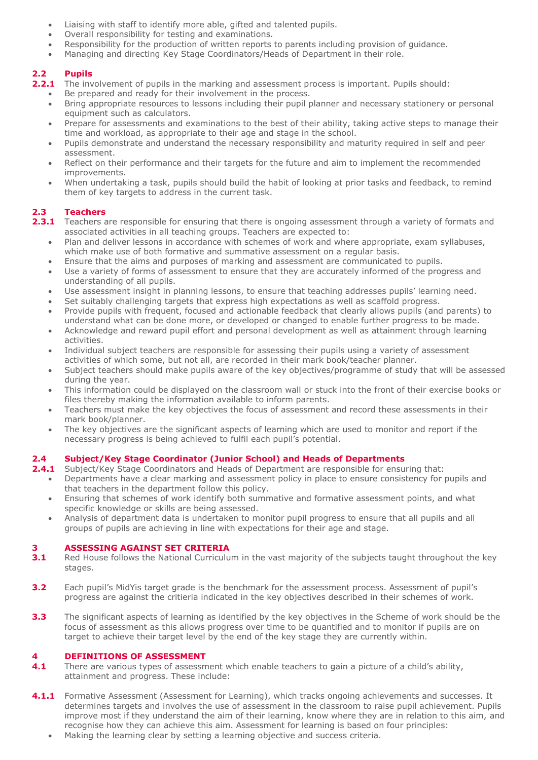- Liaising with staff to identify more able, gifted and talented pupils.
- Overall responsibility for testing and examinations.
- Responsibility for the production of written reports to parents including provision of guidance.
- Managing and directing Key Stage Coordinators/Heads of Department in their role.

## 2.2 Pupils

**2.2.1** The involvement of pupils in the marking and assessment process is important. Pupils should:

- Be prepared and ready for their involvement in the process.
- Bring appropriate resources to lessons including their pupil planner and necessary stationery or personal equipment such as calculators.
- Prepare for assessments and examinations to the best of their ability, taking active steps to manage their time and workload, as appropriate to their age and stage in the school.
- Pupils demonstrate and understand the necessary responsibility and maturity required in self and peer assessment.
- Reflect on their performance and their targets for the future and aim to implement the recommended improvements.
- When undertaking a task, pupils should build the habit of looking at prior tasks and feedback, to remind them of key targets to address in the current task.

## 2.3 Teachers

**2.3.1** Teachers are responsible for ensuring that there is ongoing assessment through a variety of formats and associated activities in all teaching groups. Teachers are expected to:

- Plan and deliver lessons in accordance with schemes of work and where appropriate, exam syllabuses, which make use of both formative and summative assessment on a regular basis.
- Ensure that the aims and purposes of marking and assessment are communicated to pupils.
- Use a variety of forms of assessment to ensure that they are accurately informed of the progress and understanding of all pupils.
- Use assessment insight in planning lessons, to ensure that teaching addresses pupils' learning need.
- Set suitably challenging targets that express high expectations as well as scaffold progress.
- Provide pupils with frequent, focused and actionable feedback that clearly allows pupils (and parents) to understand what can be done more, or developed or changed to enable further progress to be made.
- Acknowledge and reward pupil effort and personal development as well as attainment through learning activities.
- Individual subject teachers are responsible for assessing their pupils using a variety of assessment activities of which some, but not all, are recorded in their mark book/teacher planner.
- Subject teachers should make pupils aware of the key objectives/programme of study that will be assessed during the year.
- This information could be displayed on the classroom wall or stuck into the front of their exercise books or files thereby making the information available to inform parents.
- Teachers must make the key objectives the focus of assessment and record these assessments in their mark book/planner.
- The key objectives are the significant aspects of learning which are used to monitor and report if the necessary progress is being achieved to fulfil each pupil's potential.

## 2.4 Subject/Key Stage Coordinator (Junior School) and Heads of Departments

**2.4.1** Subject/Key Stage Coordinators and Heads of Department are responsible for ensuring that:

- Departments have a clear marking and assessment policy in place to ensure consistency for pupils and that teachers in the department follow this policy.
- Ensuring that schemes of work identify both summative and formative assessment points, and what specific knowledge or skills are being assessed.
- Analysis of department data is undertaken to monitor pupil progress to ensure that all pupils and all groups of pupils are achieving in line with expectations for their age and stage.

# 3 ASSESSING AGAINST SET CRITERIA

**3.1** Red House follows the National Curriculum in the vast majority of the subjects taught throughout the key stages.

**3.2** Each pupil's MidYis target grade is the benchmark for the assessment process. Assessment of pupil's progress are against the critieria indicated in the key objectives described in their schemes of work.

**3.3** The significant aspects of learning as identified by the key objectives in the Scheme of work should be the focus of assessment as this allows progress over time to be quantified and to monitor if pupils are on target to achieve their target level by the end of the key stage they are currently within.

# 4 DEFINITIONS OF ASSESSMENT

**4.1** There are various types of assessment which enable teachers to gain a picture of a child's ability, attainment and progress. These include:

**4.1.1** Formative Assessment (Assessment for Learning), which tracks ongoing achievements and successes. It determines targets and involves the use of assessment in the classroom to raise pupil achievement. Pupils improve most if they understand the aim of their learning, know where they are in relation to this aim, and recognise how they can achieve this aim. Assessment for learning is based on four principles:

- Making the learning clear by setting a learning objective and success criteria.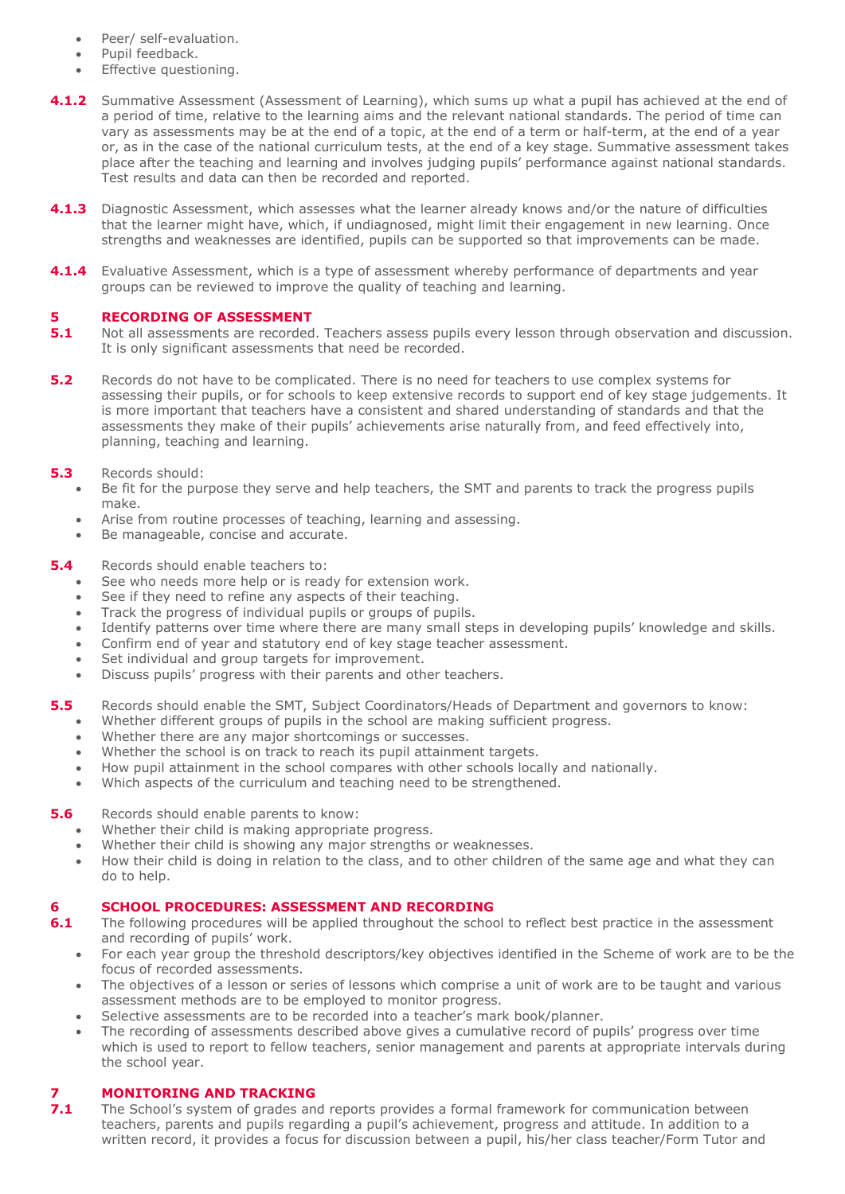- Peer/ self-evaluation.
- Pupil feedback.
- Effective questioning.

**4.1.2** Summative Assessment (Assessment of Learning), which sums up what a pupil has achieved at the end of a period of time, relative to the learning aims and the relevant national standards. The period of time can vary as assessments may be at the end of a topic, at the end of a term or half-term, at the end of a year or, as in the case of the national curriculum tests, at the end of a key stage. Summative assessment takes place after the teaching and learning and involves judging pupils' performance against national standards. Test results and data can then be recorded and reported.

**4.1.3** Diagnostic Assessment, which assesses what the learner already knows and/or the nature of difficulties that the learner might have, which, if undiagnosed, might limit their engagement in new learning. Once strengths and weaknesses are identified, pupils can be supported so that improvements can be made.

**4.1.4** Evaluative Assessment, which is a type of assessment whereby performance of departments and year groups can be reviewed to improve the quality of teaching and learning.

## 5 RECORDING OF ASSESSMENT

**5.1** Not all assessments are recorded. Teachers assess pupils every lesson through observation and discussion. It is only significant assessments that need be recorded.

**5.2** Records do not have to be complicated. There is no need for teachers to use complex systems for assessing their pupils, or for schools to keep extensive records to support end of key stage judgements. It is more important that teachers have a consistent and shared understanding of standards and that the assessments they make of their pupils' achievements arise naturally from, and feed effectively into, planning, teaching and learning.

**5.3** Records should:

- Be fit for the purpose they serve and help teachers, the SMT and parents to track the progress pupils make.
- Arise from routine processes of teaching, learning and assessing.
- Be manageable, concise and accurate.

**5.4** Records should enable teachers to:

- See who needs more help or is ready for extension work.
- See if they need to refine any aspects of their teaching.
- Track the progress of individual pupils or groups of pupils.
- Identify patterns over time where there are many small steps in developing pupils' knowledge and skills.
- Confirm end of year and statutory end of key stage teacher assessment.
- Set individual and group targets for improvement.
- Discuss pupils' progress with their parents and other teachers.

**5.5** Records should enable the SMT, Subject Coordinators/Heads of Department and governors to know:

- Whether different groups of pupils in the school are making sufficient progress.
- Whether there are any major shortcomings or successes.
- Whether the school is on track to reach its pupil attainment targets.
- How pupil attainment in the school compares with other schools locally and nationally.
- Which aspects of the curriculum and teaching need to be strengthened.

**5.6** Records should enable parents to know:

- Whether their child is making appropriate progress.
- Whether their child is showing any major strengths or weaknesses.
- How their child is doing in relation to the class, and to other children of the same age and what they can do to help.

## 6 SCHOOL PROCEDURES: ASSESSMENT AND RECORDING

**6.1** The following procedures will be applied throughout the school to reflect best practice in the assessment and recording of pupils' work.

- For each year group the threshold descriptors/key objectives identified in the Scheme of work are to be the focus of recorded assessments.
- The objectives of a lesson or series of lessons which comprise a unit of work are to be taught and various assessment methods are to be employed to monitor progress.
- Selective assessments are to be recorded into a teacher's mark book/planner.
- The recording of assessments described above gives a cumulative record of pupils' progress over time which is used to report to fellow teachers, senior management and parents at appropriate intervals during the school year.

## 7 MONITORING AND TRACKING

**7.1** The School's system of grades and reports provides a formal framework for communication between teachers, parents and pupils regarding a pupil's achievement, progress and attitude. In addition to a written record, it provides a focus for discussion between a pupil, his/her class teacher/Form Tutor and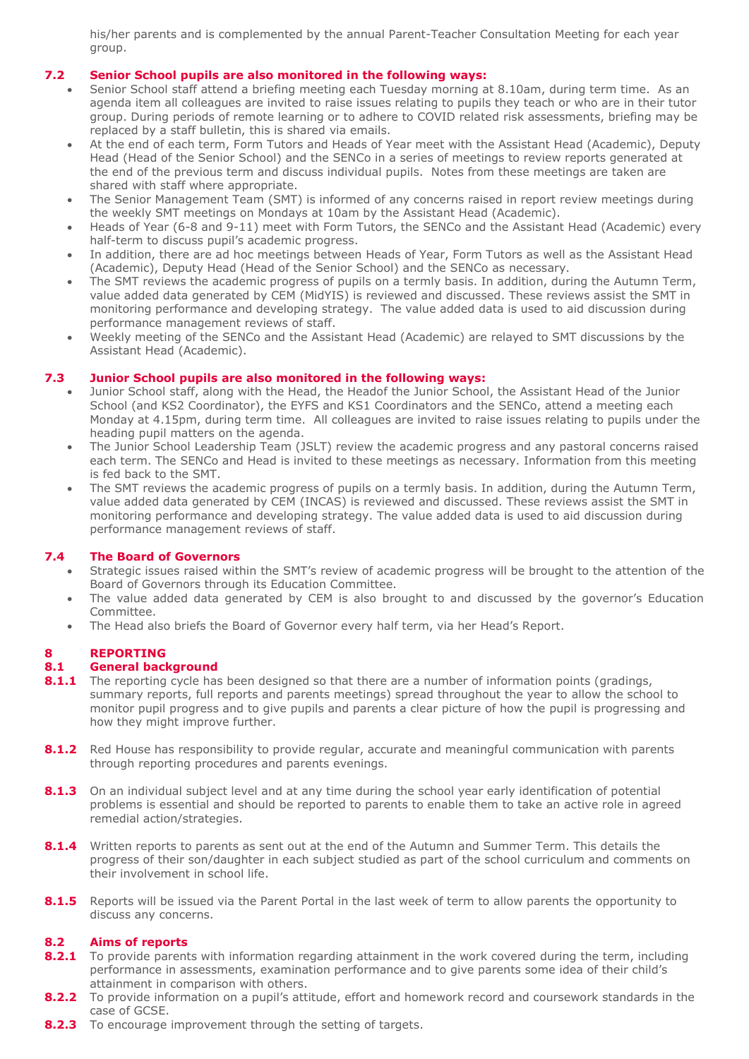his/her parents and is complemented by the annual Parent-Teacher Consultation Meeting for each year group.

### 7.2 Senior School pupils are also monitored in the following ways:

- Senior School staff attend a briefing meeting each Tuesday morning at 8.10am, during term time. As an agenda item all colleagues are invited to raise issues relating to pupils they teach or who are in their tutor group. During periods of remote learning or to adhere to COVID related risk assessments, briefing may be replaced by a staff bulletin, this is shared via emails.
- At the end of each term, Form Tutors and Heads of Year meet with the Assistant Head (Academic), Deputy Head (Head of the Senior School) and the SENCo in a series of meetings to review reports generated at the end of the previous term and discuss individual pupils. Notes from these meetings are taken are shared with staff where appropriate.
- The Senior Management Team (SMT) is informed of any concerns raised in report review meetings during the weekly SMT meetings on Mondays at 10am by the Assistant Head (Academic).
- Heads of Year (6-8 and 9-11) meet with Form Tutors, the SENCo and the Assistant Head (Academic) every half-term to discuss pupil's academic progress.
- In addition, there are ad hoc meetings between Heads of Year, Form Tutors as well as the Assistant Head (Academic), Deputy Head (Head of the Senior School) and the SENCo as necessary.
- The SMT reviews the academic progress of pupils on a termly basis. In addition, during the Autumn Term, value added data generated by CEM (MidYIS) is reviewed and discussed. These reviews assist the SMT in monitoring performance and developing strategy. The value added data is used to aid discussion during performance management reviews of staff.
- Weekly meeting of the SENCo and the Assistant Head (Academic) are relayed to SMT discussions by the Assistant Head (Academic).

### 7.3 Junior School pupils are also monitored in the following ways:

- Junior School staff, along with the Head, the Headof the Junior School, the Assistant Head of the Junior School (and KS2 Coordinator), the EYFS and KS1 Coordinators and the SENCo, attend a meeting each Monday at 4.15pm, during term time. All colleagues are invited to raise issues relating to pupils under the heading pupil matters on the agenda.
- The Junior School Leadership Team (JSLT) review the academic progress and any pastoral concerns raised each term. The SENCo and Head is invited to these meetings as necessary. Information from this meeting is fed back to the SMT.
- The SMT reviews the academic progress of pupils on a termly basis. In addition, during the Autumn Term, value added data generated by CEM (INCAS) is reviewed and discussed. These reviews assist the SMT in monitoring performance and developing strategy. The value added data is used to aid discussion during performance management reviews of staff.

### 7.4 The Board of Governors

- Strategic issues raised within the SMT's review of academic progress will be brought to the attention of the Board of Governors through its Education Committee.
- The value added data generated by CEM is also brought to and discussed by the governor's Education Committee.
- The Head also briefs the Board of Governor every half term, via her Head's Report.

## 8 REPORTING

### 8.1 General background

**8.1.1** The reporting cycle has been designed so that there are a number of information points (gradings, summary reports, full reports and parents meetings) spread throughout the year to allow the school to monitor pupil progress and to give pupils and parents a clear picture of how the pupil is progressing and how they might improve further.

**8.1.2** Red House has responsibility to provide regular, accurate and meaningful communication with parents through reporting procedures and parents evenings.

**8.1.3** On an individual subject level and at any time during the school year early identification of potential problems is essential and should be reported to parents to enable them to take an active role in agreed remedial action/strategies.

**8.1.4** Written reports to parents as sent out at the end of the Autumn and Summer Term. This details the progress of their son/daughter in each subject studied as part of the school curriculum and comments on their involvement in school life.

**8.1.5** Reports will be issued via the Parent Portal in the last week of term to allow parents the opportunity to discuss any concerns.

### 8.2 Aims of reports

**8.2.1** To provide parents with information regarding attainment in the work covered during the term, including performance in assessments, examination performance and to give parents some idea of their child's attainment in comparison with others.

**8.2.2** To provide information on a pupil's attitude, effort and homework record and coursework standards in the case of GCSE.

**8.2.3** To encourage improvement through the setting of targets.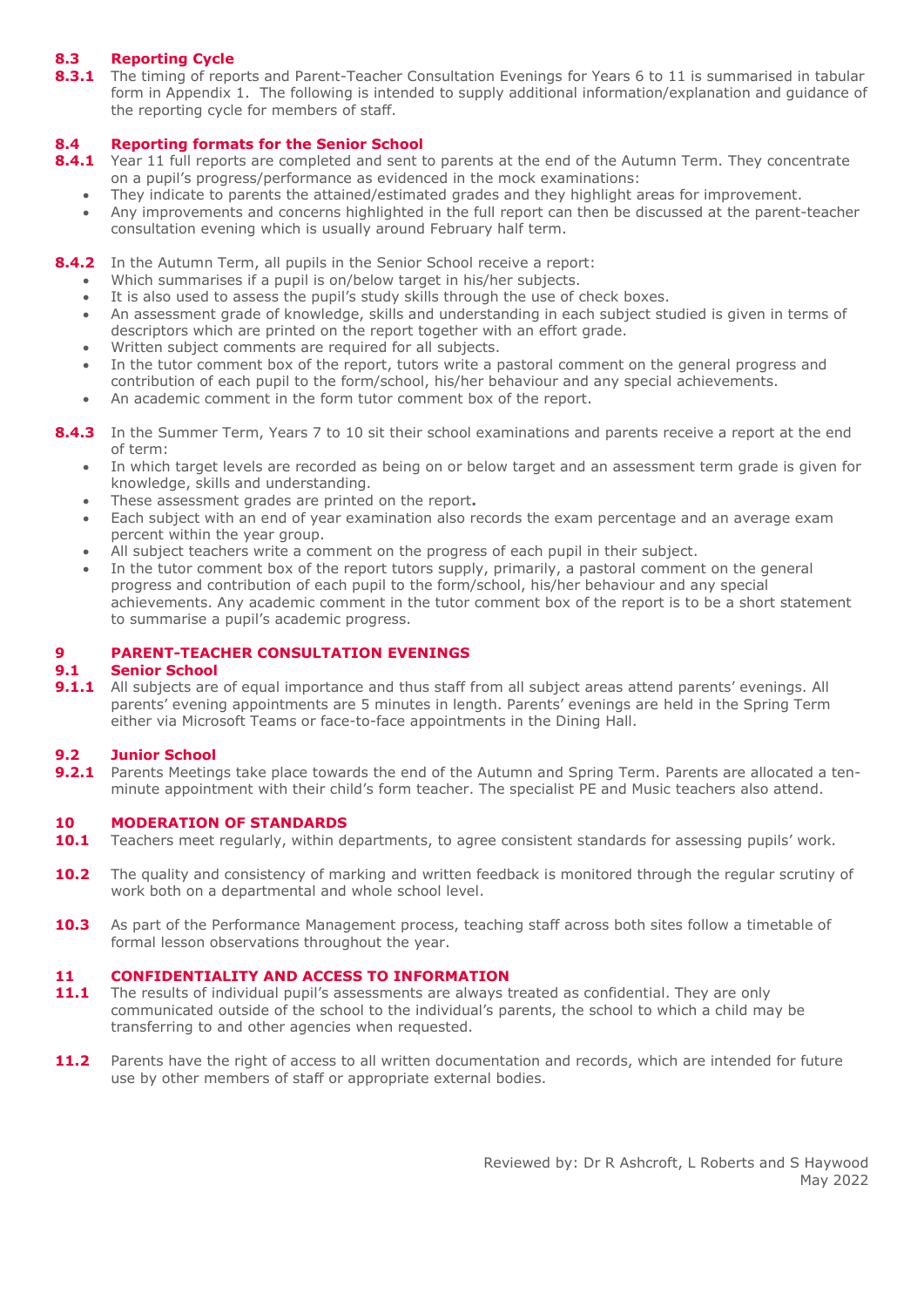### 8.3 Reporting Cycle

**8.3.1** The timing of reports and Parent-Teacher Consultation Evenings for Years 6 to 11 is summarised in tabular form in Appendix 1. The following is intended to supply additional information/explanation and guidance of the reporting cycle for members of staff.

### 8.4 Reporting formats for the Senior School

**8.4.1** Year 11 full reports are completed and sent to parents at the end of the Autumn Term. They concentrate on a pupil's progress/performance as evidenced in the mock examinations:

- They indicate to parents the attained/estimated grades and they highlight areas for improvement.
- Any improvements and concerns highlighted in the full report can then be discussed at the parent-teacher consultation evening which is usually around February half term.

**8.4.2** In the Autumn Term, all pupils in the Senior School receive a report:

- Which summarises if a pupil is on/below target in his/her subjects.
- It is also used to assess the pupil's study skills through the use of check boxes.
- An assessment grade of knowledge, skills and understanding in each subject studied is given in terms of descriptors which are printed on the report together with an effort grade.
- Written subject comments are required for all subjects.
- In the tutor comment box of the report, tutors write a pastoral comment on the general progress and contribution of each pupil to the form/school, his/her behaviour and any special achievements.
- An academic comment in the form tutor comment box of the report.

**8.4.3** In the Summer Term, Years 7 to 10 sit their school examinations and parents receive a report at the end of term:

- In which target levels are recorded as being on or below target and an assessment term grade is given for knowledge, skills and understanding.
- These assessment grades are printed on the report**.**
- Each subject with an end of year examination also records the exam percentage and an average exam percent within the year group.
- All subject teachers write a comment on the progress of each pupil in their subject.
- In the tutor comment box of the report tutors supply, primarily, a pastoral comment on the general progress and contribution of each pupil to the form/school, his/her behaviour and any special achievements. Any academic comment in the tutor comment box of the report is to be a short statement to summarise a pupil's academic progress.

## 9 PARENT-TEACHER CONSULTATION EVENINGS

### 9.1 Senior School

**9.1.1** All subjects are of equal importance and thus staff from all subject areas attend parents' evenings. All parents' evening appointments are 5 minutes in length. Parents' evenings are held in the Spring Term either via Microsoft Teams or face-to-face appointments in the Dining Hall.

### 9.2 Junior School

**9.2.1** Parents Meetings take place towards the end of the Autumn and Spring Term. Parents are allocated a ten-minute appointment with their child's form teacher. The specialist PE and Music teachers also attend.

## 10 MODERATION OF STANDARDS

**10.1** Teachers meet regularly, within departments, to agree consistent standards for assessing pupils' work.

**10.2** The quality and consistency of marking and written feedback is monitored through the regular scrutiny of work both on a departmental and whole school level.

**10.3** As part of the Performance Management process, teaching staff across both sites follow a timetable of formal lesson observations throughout the year.

## 11 CONFIDENTIALITY AND ACCESS TO INFORMATION

**11.1** The results of individual pupil's assessments are always treated as confidential. They are only communicated outside of the school to the individual's parents, the school to which a child may be transferring to and other agencies when requested.

**11.2** Parents have the right of access to all written documentation and records, which are intended for future use by other members of staff or appropriate external bodies.

Reviewed by: Dr R Ashcroft, L Roberts and S Haywood
May 2022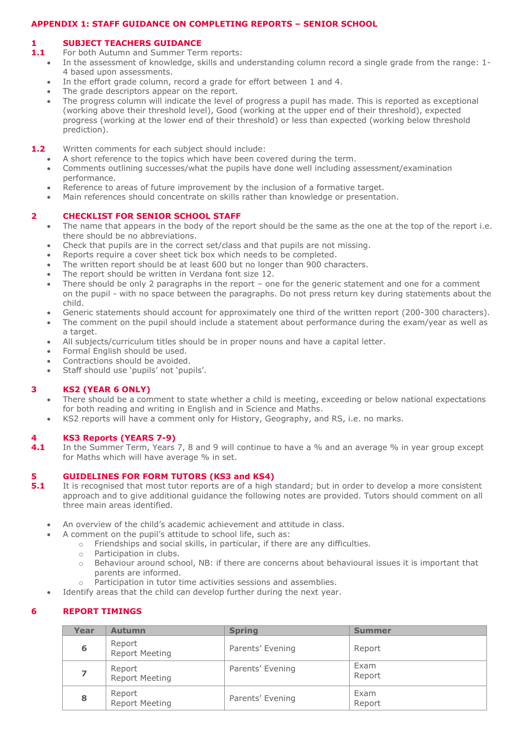## APPENDIX 1: STAFF GUIDANCE ON COMPLETING REPORTS – SENIOR SCHOOL

### 1 SUBJECT TEACHERS GUIDANCE

**1.1** For both Autumn and Summer Term reports:

- In the assessment of knowledge, skills and understanding column record a single grade from the range: 1-4 based upon assessments.
- In the effort grade column, record a grade for effort between 1 and 4.
- The grade descriptors appear on the report.
- The progress column will indicate the level of progress a pupil has made. This is reported as exceptional (working above their threshold level), Good (working at the upper end of their threshold), expected progress (working at the lower end of their threshold) or less than expected (working below threshold prediction).

**1.2** Written comments for each subject should include:

- A short reference to the topics which have been covered during the term.
- Comments outlining successes/what the pupils have done well including assessment/examination performance.
- Reference to areas of future improvement by the inclusion of a formative target.
- Main references should concentrate on skills rather than knowledge or presentation.

### 2 CHECKLIST FOR SENIOR SCHOOL STAFF

- The name that appears in the body of the report should be the same as the one at the top of the report i.e. there should be no abbreviations.
- Check that pupils are in the correct set/class and that pupils are not missing.
- Reports require a cover sheet tick box which needs to be completed.
- The written report should be at least 600 but no longer than 900 characters.
- The report should be written in Verdana font size 12.
- There should be only 2 paragraphs in the report – one for the generic statement and one for a comment on the pupil - with no space between the paragraphs. Do not press return key during statements about the child.
- Generic statements should account for approximately one third of the written report (200-300 characters).
- The comment on the pupil should include a statement about performance during the exam/year as well as a target.
- All subjects/curriculum titles should be in proper nouns and have a capital letter.
- Formal English should be used.
- Contractions should be avoided.
- Staff should use 'pupils' not 'pupils'.

### 3 KS2 (YEAR 6 ONLY)

- There should be a comment to state whether a child is meeting, exceeding or below national expectations for both reading and writing in English and in Science and Maths.
- KS2 reports will have a comment only for History, Geography, and RS, i.e. no marks.

### 4 KS3 Reports (YEARS 7-9)

**4.1** In the Summer Term, Years 7, 8 and 9 will continue to have a % and an average % in year group except for Maths which will have average % in set.

### 5 GUIDELINES FOR FORM TUTORS (KS3 and KS4)

**5.1** It is recognised that most tutor reports are of a high standard; but in order to develop a more consistent approach and to give additional guidance the following notes are provided. Tutors should comment on all three main areas identified.

- An overview of the child's academic achievement and attitude in class.
- A comment on the pupil's attitude to school life, such as:
  - Friendships and social skills, in particular, if there are any difficulties.
  - Participation in clubs.
  - Behaviour around school, NB: if there are concerns about behavioural issues it is important that parents are informed.
  - Participation in tutor time activities sessions and assemblies.
- Identify areas that the child can develop further during the next year.

### 6 REPORT TIMINGS

| Year | Autumn | Spring | Summer |
|---|---|---|---|
| 6 | Report<br>Report Meeting | Parents' Evening | Report |
| 7 | Report<br>Report Meeting | Parents' Evening | Exam<br>Report |
| 8 | Report<br>Report Meeting | Parents' Evening | Exam<br>Report |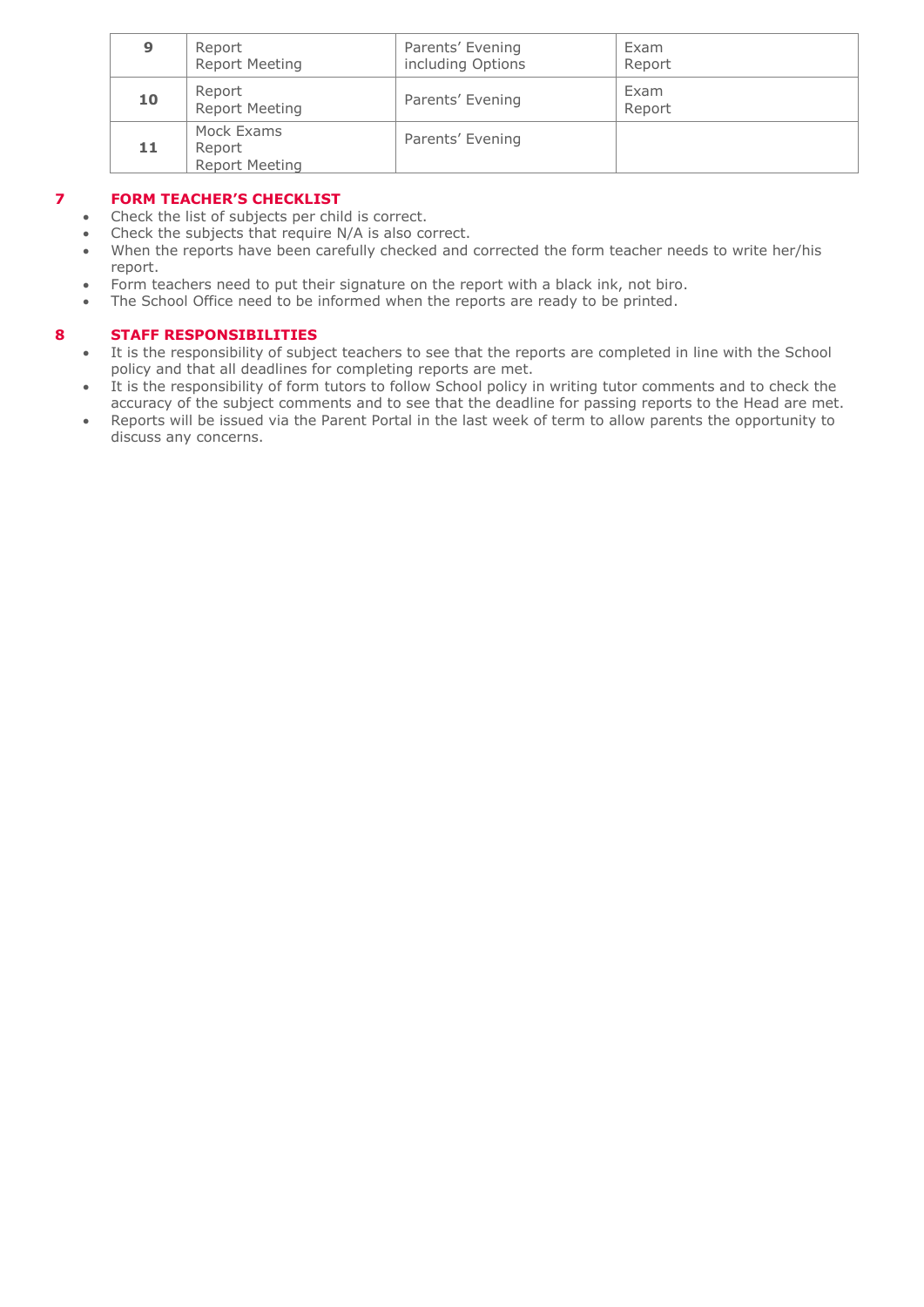| 9 | Report<br>Report Meeting | Parents' Evening including Options | Exam<br>Report |
|---|---|---|---|
| 10 | Report<br>Report Meeting | Parents' Evening | Exam<br>Report |
| 11 | Mock Exams<br>Report<br>Report Meeting | Parents' Evening | |

## 7 FORM TEACHER'S CHECKLIST

- Check the list of subjects per child is correct.
- Check the subjects that require N/A is also correct.
- When the reports have been carefully checked and corrected the form teacher needs to write her/his report.
- Form teachers need to put their signature on the report with a black ink, not biro.
- The School Office need to be informed when the reports are ready to be printed.

## 8 STAFF RESPONSIBILITIES

- It is the responsibility of subject teachers to see that the reports are completed in line with the School policy and that all deadlines for completing reports are met.
- It is the responsibility of form tutors to follow School policy in writing tutor comments and to check the accuracy of the subject comments and to see that the deadline for passing reports to the Head are met.
- Reports will be issued via the Parent Portal in the last week of term to allow parents the opportunity to discuss any concerns.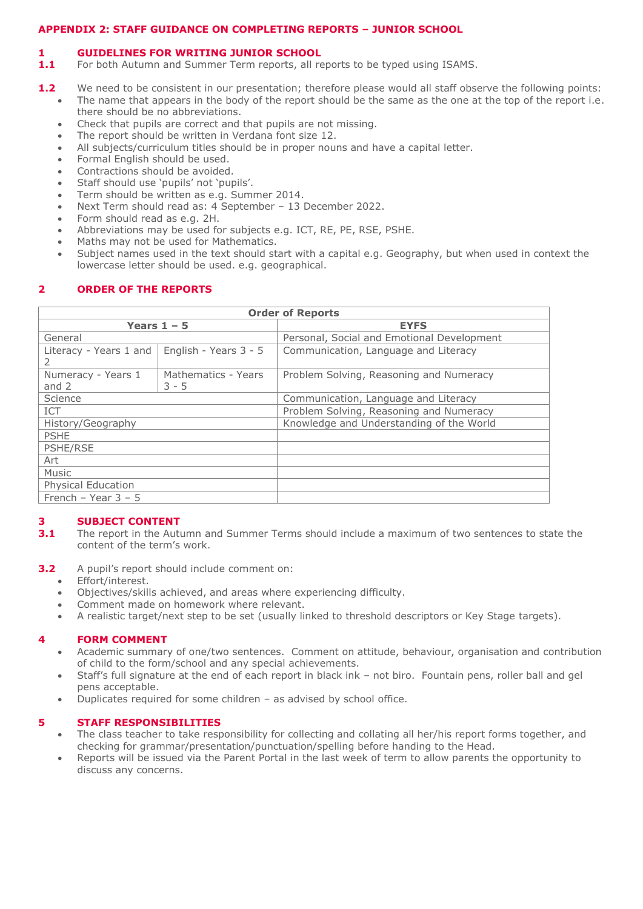## APPENDIX 2: STAFF GUIDANCE ON COMPLETING REPORTS – JUNIOR SCHOOL

### 1 GUIDELINES FOR WRITING JUNIOR SCHOOL

**1.1** For both Autumn and Summer Term reports, all reports to be typed using ISAMS.

**1.2** We need to be consistent in our presentation; therefore please would all staff observe the following points:

- The name that appears in the body of the report should be the same as the one at the top of the report i.e. there should be no abbreviations.
- Check that pupils are correct and that pupils are not missing.
- The report should be written in Verdana font size 12.
- All subjects/curriculum titles should be in proper nouns and have a capital letter.
- Formal English should be used.
- Contractions should be avoided.
- Staff should use 'pupils' not 'pupils'.
- Term should be written as e.g. Summer 2014.
- Next Term should read as: 4 September – 13 December 2022.
- Form should read as e.g. 2H.
- Abbreviations may be used for subjects e.g. ICT, RE, PE, RSE, PSHE.
- Maths may not be used for Mathematics.
- Subject names used in the text should start with a capital e.g. Geography, but when used in context the lowercase letter should be used. e.g. geographical.

### 2 ORDER OF THE REPORTS

| Order of Reports | | |
|---|---|---|
| **Years 1 – 5** | | **EYFS** |
| General | | Personal, Social and Emotional Development |
| Literacy - Years 1 and 2 | English - Years 3 - 5 | Communication, Language and Literacy |
| Numeracy - Years 1 and 2 | Mathematics - Years 3 - 5 | Problem Solving, Reasoning and Numeracy |
| Science | | Communication, Language and Literacy |
| ICT | | Problem Solving, Reasoning and Numeracy |
| History/Geography | | Knowledge and Understanding of the World |
| PSHE | | |
| PSHE/RSE | | |
| Art | | |
| Music | | |
| Physical Education | | |
| French – Year 3 – 5 | | |

### 3 SUBJECT CONTENT

**3.1** The report in the Autumn and Summer Terms should include a maximum of two sentences to state the content of the term's work.

**3.2** A pupil's report should include comment on:

- Effort/interest.
- Objectives/skills achieved, and areas where experiencing difficulty.
- Comment made on homework where relevant.
- A realistic target/next step to be set (usually linked to threshold descriptors or Key Stage targets).

### 4 FORM COMMENT

- Academic summary of one/two sentences. Comment on attitude, behaviour, organisation and contribution of child to the form/school and any special achievements.
- Staff's full signature at the end of each report in black ink – not biro. Fountain pens, roller ball and gel pens acceptable.
- Duplicates required for some children – as advised by school office.

### 5 STAFF RESPONSIBILITIES

- The class teacher to take responsibility for collecting and collating all her/his report forms together, and checking for grammar/presentation/punctuation/spelling before handing to the Head.
- Reports will be issued via the Parent Portal in the last week of term to allow parents the opportunity to discuss any concerns.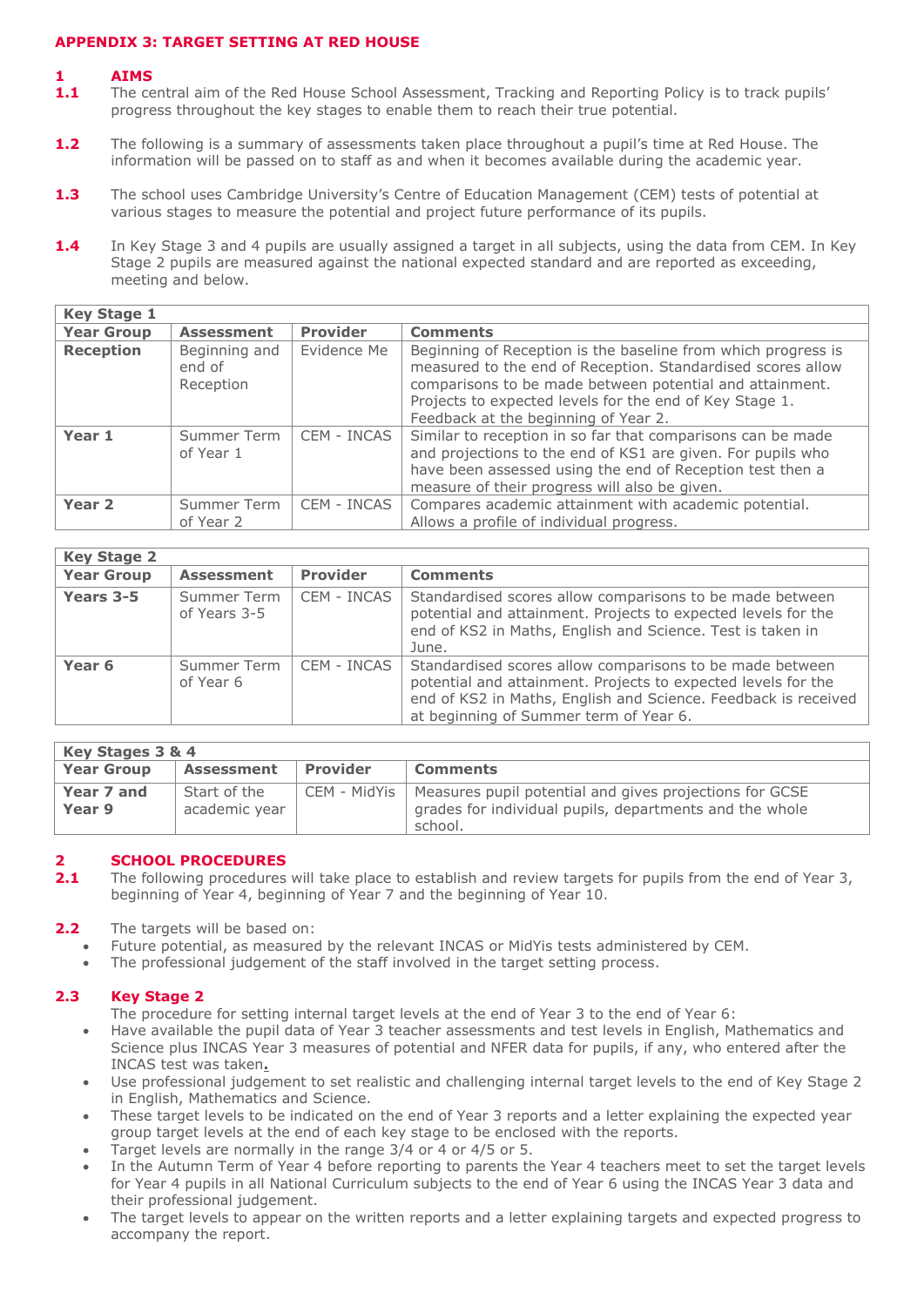## APPENDIX 3: TARGET SETTING AT RED HOUSE

### 1 AIMS

**1.1** The central aim of the Red House School Assessment, Tracking and Reporting Policy is to track pupils' progress throughout the key stages to enable them to reach their true potential.

**1.2** The following is a summary of assessments taken place throughout a pupil's time at Red House. The information will be passed on to staff as and when it becomes available during the academic year.

**1.3** The school uses Cambridge University's Centre of Education Management (CEM) tests of potential at various stages to measure the potential and project future performance of its pupils.

**1.4** In Key Stage 3 and 4 pupils are usually assigned a target in all subjects, using the data from CEM. In Key Stage 2 pupils are measured against the national expected standard and are reported as exceeding, meeting and below.

| **Key Stage 1** | | | |
|---|---|---|---|
| **Year Group** | **Assessment** | **Provider** | **Comments** |
| **Reception** | Beginning and end of Reception | Evidence Me | Beginning of Reception is the baseline from which progress is measured to the end of Reception. Standardised scores allow comparisons to be made between potential and attainment. Projects to expected levels for the end of Key Stage 1. Feedback at the beginning of Year 2. |
| **Year 1** | Summer Term of Year 1 | CEM - INCAS | Similar to reception in so far that comparisons can be made and projections to the end of KS1 are given. For pupils who have been assessed using the end of Reception test then a measure of their progress will also be given. |
| **Year 2** | Summer Term of Year 2 | CEM - INCAS | Compares academic attainment with academic potential. Allows a profile of individual progress. |

| **Key Stage 2** | | | |
|---|---|---|---|
| **Year Group** | **Assessment** | **Provider** | **Comments** |
| **Years 3-5** | Summer Term of Years 3-5 | CEM - INCAS | Standardised scores allow comparisons to be made between potential and attainment. Projects to expected levels for the end of KS2 in Maths, English and Science. Test is taken in June. |
| **Year 6** | Summer Term of Year 6 | CEM - INCAS | Standardised scores allow comparisons to be made between potential and attainment. Projects to expected levels for the end of KS2 in Maths, English and Science. Feedback is received at beginning of Summer term of Year 6. |

| **Key Stages 3 & 4** | | | |
|---|---|---|---|
| **Year Group** | **Assessment** | **Provider** | **Comments** |
| **Year 7 and Year 9** | Start of the academic year | CEM - MidYis | Measures pupil potential and gives projections for GCSE grades for individual pupils, departments and the whole school. |

### 2 SCHOOL PROCEDURES

**2.1** The following procedures will take place to establish and review targets for pupils from the end of Year 3, beginning of Year 4, beginning of Year 7 and the beginning of Year 10.

**2.2** The targets will be based on:

- Future potential, as measured by the relevant INCAS or MidYis tests administered by CEM.
- The professional judgement of the staff involved in the target setting process.

**2.3 Key Stage 2**

The procedure for setting internal target levels at the end of Year 3 to the end of Year 6:

- Have available the pupil data of Year 3 teacher assessments and test levels in English, Mathematics and Science plus INCAS Year 3 measures of potential and NFER data for pupils, if any, who entered after the INCAS test was taken.
- Use professional judgement to set realistic and challenging internal target levels to the end of Key Stage 2 in English, Mathematics and Science.
- These target levels to be indicated on the end of Year 3 reports and a letter explaining the expected year group target levels at the end of each key stage to be enclosed with the reports.
- Target levels are normally in the range 3/4 or 4 or 4/5 or 5.
- In the Autumn Term of Year 4 before reporting to parents the Year 4 teachers meet to set the target levels for Year 4 pupils in all National Curriculum subjects to the end of Year 6 using the INCAS Year 3 data and their professional judgement.
- The target levels to appear on the written reports and a letter explaining targets and expected progress to accompany the report.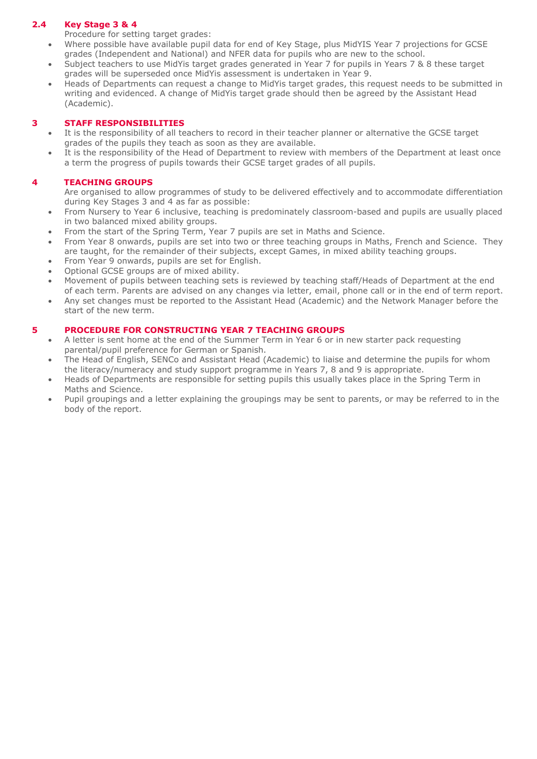### 2.4 Key Stage 3 & 4

Procedure for setting target grades:

- Where possible have available pupil data for end of Key Stage, plus MidYIS Year 7 projections for GCSE grades (Independent and National) and NFER data for pupils who are new to the school.
- Subject teachers to use MidYis target grades generated in Year 7 for pupils in Years 7 & 8 these target grades will be superseded once MidYis assessment is undertaken in Year 9.
- Heads of Departments can request a change to MidYis target grades, this request needs to be submitted in writing and evidenced. A change of MidYis target grade should then be agreed by the Assistant Head (Academic).

## 3 STAFF RESPONSIBILITIES

- It is the responsibility of all teachers to record in their teacher planner or alternative the GCSE target grades of the pupils they teach as soon as they are available.
- It is the responsibility of the Head of Department to review with members of the Department at least once a term the progress of pupils towards their GCSE target grades of all pupils.

## 4 TEACHING GROUPS

Are organised to allow programmes of study to be delivered effectively and to accommodate differentiation during Key Stages 3 and 4 as far as possible:

- From Nursery to Year 6 inclusive, teaching is predominately classroom-based and pupils are usually placed in two balanced mixed ability groups.
- From the start of the Spring Term, Year 7 pupils are set in Maths and Science.
- From Year 8 onwards, pupils are set into two or three teaching groups in Maths, French and Science. They are taught, for the remainder of their subjects, except Games, in mixed ability teaching groups.
- From Year 9 onwards, pupils are set for English.
- Optional GCSE groups are of mixed ability.
- Movement of pupils between teaching sets is reviewed by teaching staff/Heads of Department at the end of each term. Parents are advised on any changes via letter, email, phone call or in the end of term report.
- Any set changes must be reported to the Assistant Head (Academic) and the Network Manager before the start of the new term.

## 5 PROCEDURE FOR CONSTRUCTING YEAR 7 TEACHING GROUPS

- A letter is sent home at the end of the Summer Term in Year 6 or in new starter pack requesting parental/pupil preference for German or Spanish.
- The Head of English, SENCo and Assistant Head (Academic) to liaise and determine the pupils for whom the literacy/numeracy and study support programme in Years 7, 8 and 9 is appropriate.
- Heads of Departments are responsible for setting pupils this usually takes place in the Spring Term in Maths and Science.
- Pupil groupings and a letter explaining the groupings may be sent to parents, or may be referred to in the body of the report.